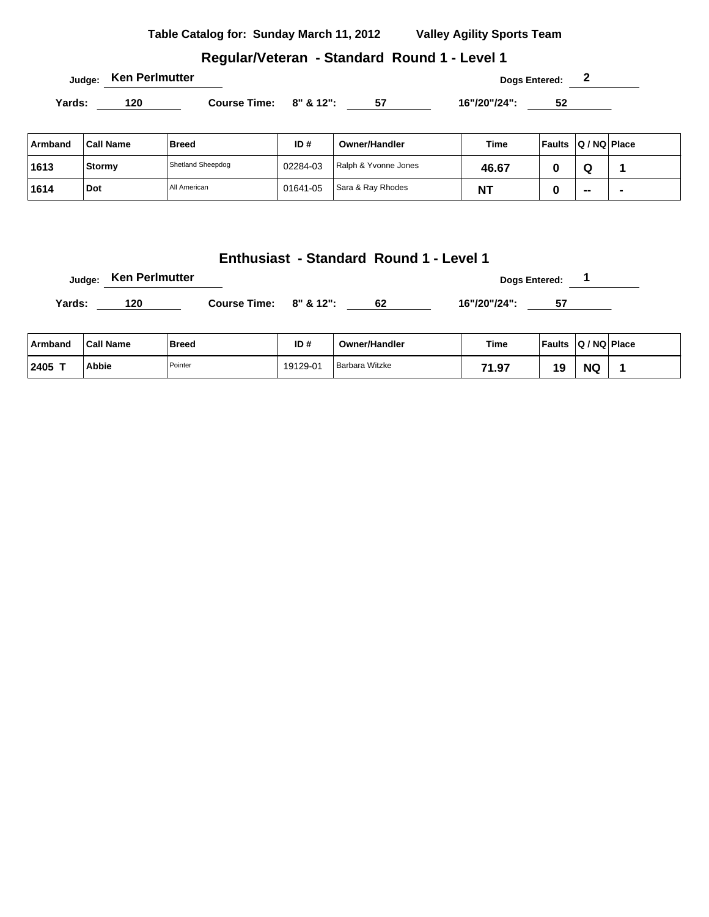**Table Catalog for: Sunday March 11, 2012 Valley Agility Sports Team**

## Regular/Veteran - Standard Round 1 - Level 1

Judge: **Ken Perlmutter** Dogs Entered: **2**

Yards: **120** Course Time: 8" & 12": **57** 16"/20"/24": **52**

| Armband | Call Name | Breed | ID # | Owner/Handler | Time | Faults | Q / NQ | Place |
|---|---|---|---|---|---|---|---|---|
| 1613 | Stormy | Shetland Sheepdog | 02284-03 | Ralph & Yvonne Jones | 46.67 | 0 | Q | 1 |
| 1614 | Dot | All American | 01641-05 | Sara & Ray Rhodes | NT | 0 | -- | - |

## Enthusiast - Standard Round 1 - Level 1

Judge: **Ken Perlmutter** Dogs Entered: **1**

Yards: **120** Course Time: 8" & 12": **62** 16"/20"/24": **57**

| Armband | Call Name | Breed | ID # | Owner/Handler | Time | Faults | Q / NQ | Place |
|---|---|---|---|---|---|---|---|---|
| 2405 T | Abbie | Pointer | 19129-01 | Barbara Witzke | 71.97 | 19 | NQ | 1 |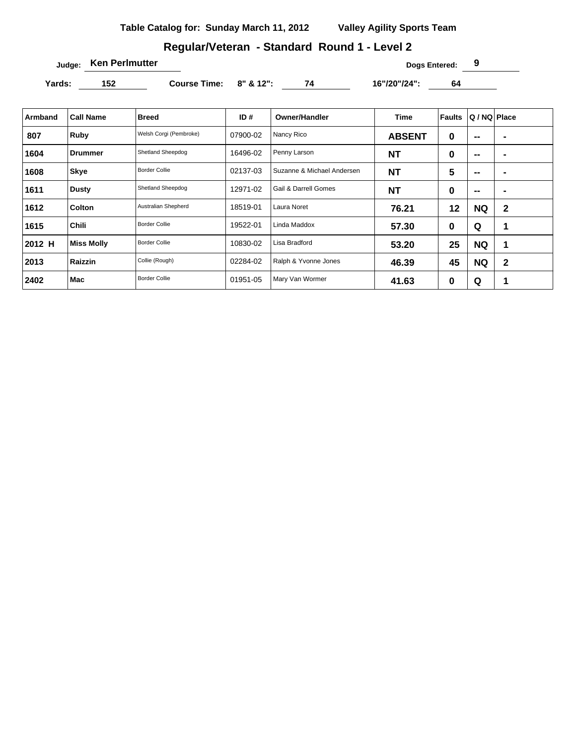**Table Catalog for: Sunday March 11, 2012 Valley Agility Sports Team**

## Regular/Veteran - Standard Round 1 - Level 2

**Judge:** Ken Perlmutter **Dogs Entered:** 9

**Yards:** 152 **Course Time:** 8" & 12": 74 16"/20"/24": 64

| Armband | Call Name | Breed | ID # | Owner/Handler | Time | Faults | Q / NQ | Place |
|---|---|---|---|---|---|---|---|---|
| 807 | Ruby | Welsh Corgi (Pembroke) | 07900-02 | Nancy Rico | ABSENT | 0 | -- | - |
| 1604 | Drummer | Shetland Sheepdog | 16496-02 | Penny Larson | NT | 0 | -- | - |
| 1608 | Skye | Border Collie | 02137-03 | Suzanne & Michael Andersen | NT | 5 | -- | - |
| 1611 | Dusty | Shetland Sheepdog | 12971-02 | Gail & Darrell Gomes | NT | 0 | -- | - |
| 1612 | Colton | Australian Shepherd | 18519-01 | Laura Noret | 76.21 | 12 | NQ | 2 |
| 1615 | Chili | Border Collie | 19522-01 | Linda Maddox | 57.30 | 0 | Q | 1 |
| 2012 H | Miss Molly | Border Collie | 10830-02 | Lisa Bradford | 53.20 | 25 | NQ | 1 |
| 2013 | Raizzin | Collie (Rough) | 02284-02 | Ralph & Yvonne Jones | 46.39 | 45 | NQ | 2 |
| 2402 | Mac | Border Collie | 01951-05 | Mary Van Wormer | 41.63 | 0 | Q | 1 |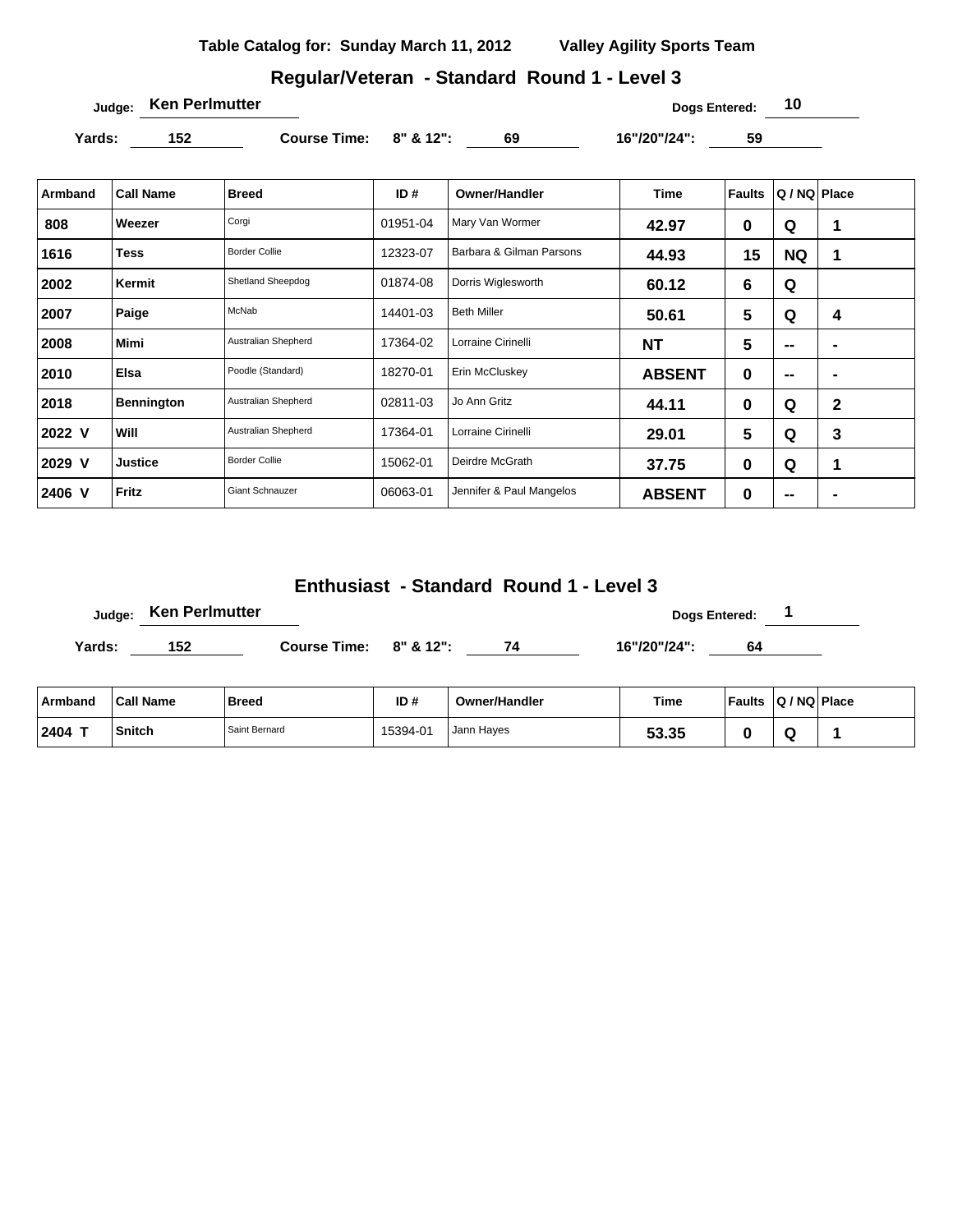**Table Catalog for: Sunday March 11, 2012 Valley Agility Sports Team**

## Regular/Veteran - Standard Round 1 - Level 3

**Judge:** Ken Perlmutter **Dogs Entered:** 10

**Yards:** 152 **Course Time: 8" & 12":** 69 **16"/20"/24":** 59

| Armband | Call Name | Breed | ID # | Owner/Handler | Time | Faults | Q / NQ | Place |
|---|---|---|---|---|---|---|---|---|
| 808 | Weezer | Corgi | 01951-04 | Mary Van Wormer | 42.97 | 0 | Q | 1 |
| 1616 | Tess | Border Collie | 12323-07 | Barbara & Gilman Parsons | 44.93 | 15 | NQ | 1 |
| 2002 | Kermit | Shetland Sheepdog | 01874-08 | Dorris Wiglesworth | 60.12 | 6 | Q | |
| 2007 | Paige | McNab | 14401-03 | Beth Miller | 50.61 | 5 | Q | 4 |
| 2008 | Mimi | Australian Shepherd | 17364-02 | Lorraine Cirinelli | NT | 5 | -- | - |
| 2010 | Elsa | Poodle (Standard) | 18270-01 | Erin McCluskey | ABSENT | 0 | -- | - |
| 2018 | Bennington | Australian Shepherd | 02811-03 | Jo Ann Gritz | 44.11 | 0 | Q | 2 |
| 2022 V | Will | Australian Shepherd | 17364-01 | Lorraine Cirinelli | 29.01 | 5 | Q | 3 |
| 2029 V | Justice | Border Collie | 15062-01 | Deirdre McGrath | 37.75 | 0 | Q | 1 |
| 2406 V | Fritz | Giant Schnauzer | 06063-01 | Jennifer & Paul Mangelos | ABSENT | 0 | -- | - |

## Enthusiast - Standard Round 1 - Level 3

**Judge:** Ken Perlmutter **Dogs Entered:** 1

**Yards:** 152 **Course Time: 8" & 12":** 74 **16"/20"/24":** 64

| Armband | Call Name | Breed | ID # | Owner/Handler | Time | Faults | Q / NQ | Place |
|---|---|---|---|---|---|---|---|---|
| 2404 T | Snitch | Saint Bernard | 15394-01 | Jann Hayes | 53.35 | 0 | Q | 1 |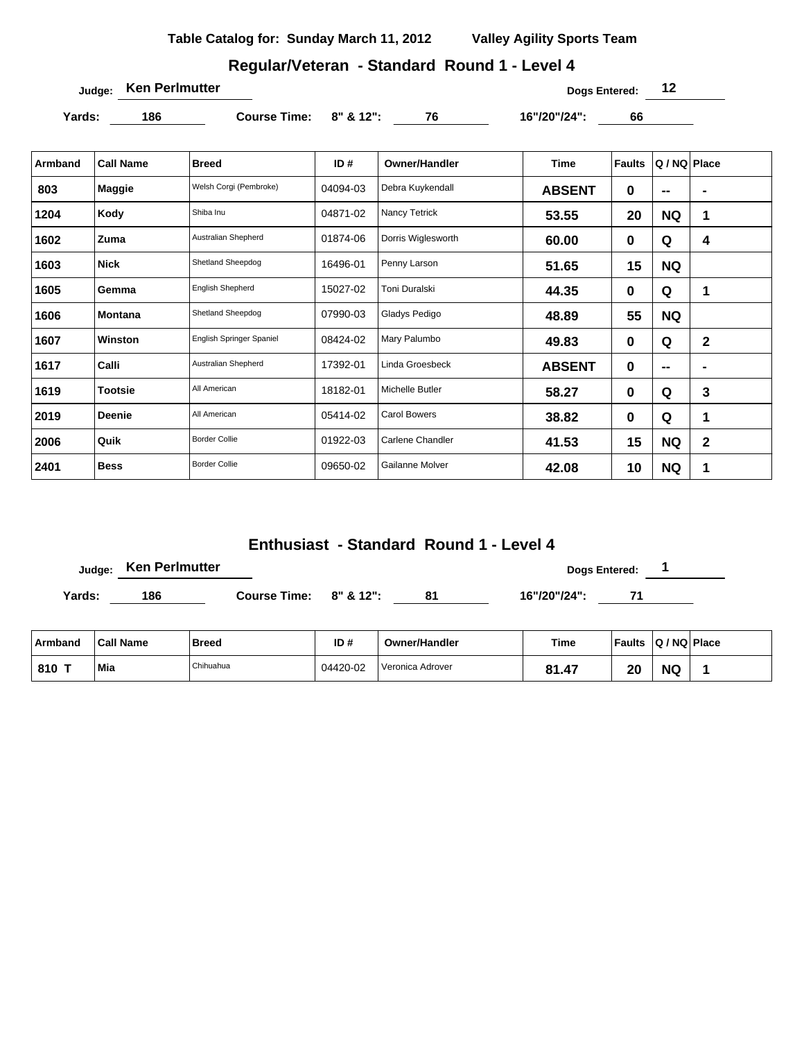**Table Catalog for: Sunday March 11, 2012 Valley Agility Sports Team**

## Regular/Veteran - Standard Round 1 - Level 4

**Judge:** Ken Perlmutter **Dogs Entered:** 12

**Yards:** 186 **Course Time: 8" & 12":** 76 **16"/20"/24":** 66

| Armband | Call Name | Breed | ID # | Owner/Handler | Time | Faults | Q / NQ | Place |
|---|---|---|---|---|---|---|---|---|
| 803 | Maggie | Welsh Corgi (Pembroke) | 04094-03 | Debra Kuykendall | ABSENT | 0 | -- | - |
| 1204 | Kody | Shiba Inu | 04871-02 | Nancy Tetrick | 53.55 | 20 | NQ | 1 |
| 1602 | Zuma | Australian Shepherd | 01874-06 | Dorris Wiglesworth | 60.00 | 0 | Q | 4 |
| 1603 | Nick | Shetland Sheepdog | 16496-01 | Penny Larson | 51.65 | 15 | NQ | |
| 1605 | Gemma | English Shepherd | 15027-02 | Toni Duralski | 44.35 | 0 | Q | 1 |
| 1606 | Montana | Shetland Sheepdog | 07990-03 | Gladys Pedigo | 48.89 | 55 | NQ | |
| 1607 | Winston | English Springer Spaniel | 08424-02 | Mary Palumbo | 49.83 | 0 | Q | 2 |
| 1617 | Calli | Australian Shepherd | 17392-01 | Linda Groesbeck | ABSENT | 0 | -- | - |
| 1619 | Tootsie | All American | 18182-01 | Michelle Butler | 58.27 | 0 | Q | 3 |
| 2019 | Deenie | All American | 05414-02 | Carol Bowers | 38.82 | 0 | Q | 1 |
| 2006 | Quik | Border Collie | 01922-03 | Carlene Chandler | 41.53 | 15 | NQ | 2 |
| 2401 | Bess | Border Collie | 09650-02 | Gailanne Molver | 42.08 | 10 | NQ | 1 |

## Enthusiast - Standard Round 1 - Level 4

**Judge:** Ken Perlmutter **Dogs Entered:** 1

**Yards:** 186 **Course Time: 8" & 12":** 81 **16"/20"/24":** 71

| Armband | Call Name | Breed | ID # | Owner/Handler | Time | Faults | Q / NQ | Place |
|---|---|---|---|---|---|---|---|---|
| 810 T | Mia | Chihuahua | 04420-02 | Veronica Adrover | 81.47 | 20 | NQ | 1 |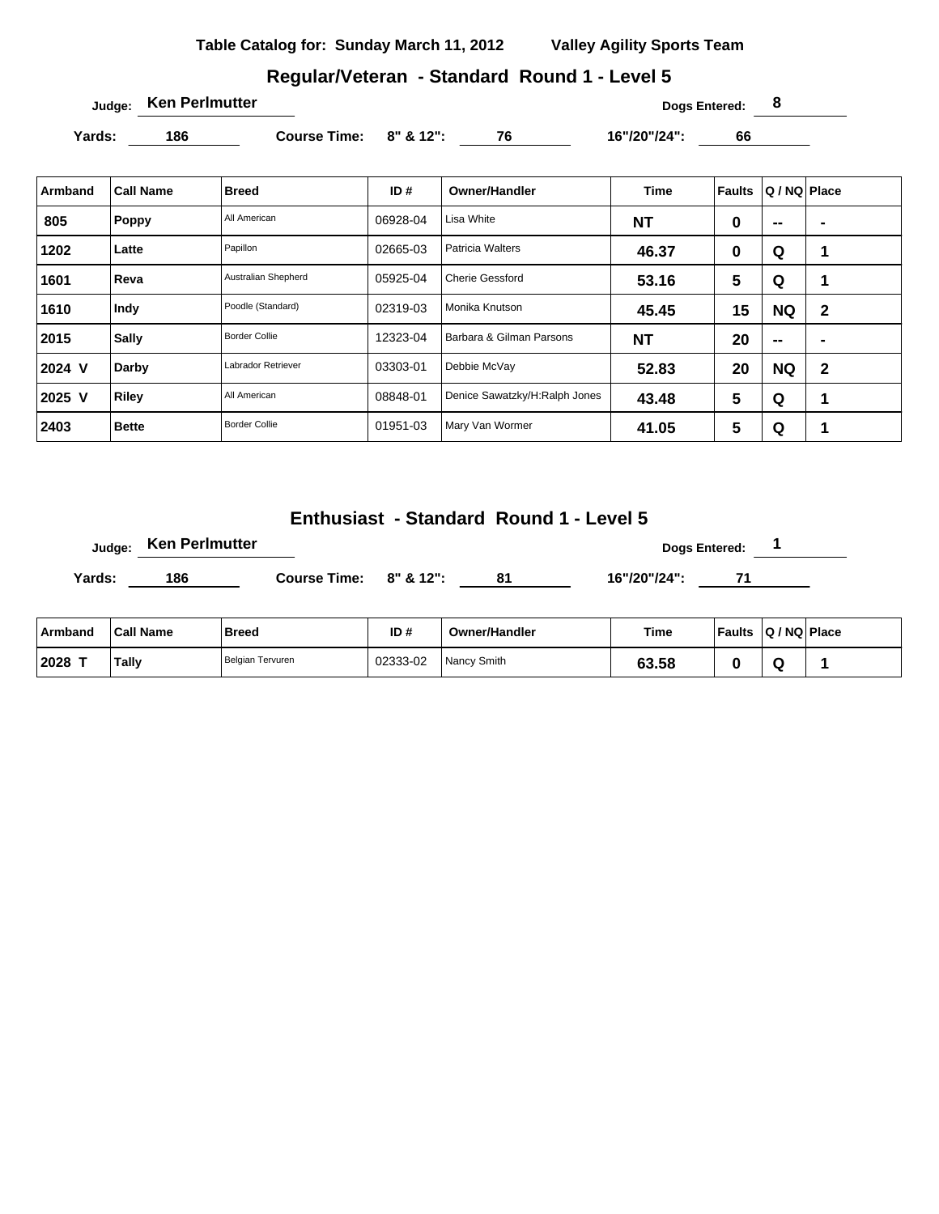**Table Catalog for: Sunday March 11, 2012 Valley Agility Sports Team**

## Regular/Veteran - Standard Round 1 - Level 5

Judge: **Ken Perlmutter** Dogs Entered: **8**

Yards: **186** Course Time: 8" & 12": **76** 16"/20"/24": **66**

| Armband | Call Name | Breed | ID # | Owner/Handler | Time | Faults | Q / NQ | Place |
|---|---|---|---|---|---|---|---|---|
| 805 | Poppy | All American | 06928-04 | Lisa White | NT | 0 | -- | - |
| 1202 | Latte | Papillon | 02665-03 | Patricia Walters | 46.37 | 0 | Q | 1 |
| 1601 | Reva | Australian Shepherd | 05925-04 | Cherie Gessford | 53.16 | 5 | Q | 1 |
| 1610 | Indy | Poodle (Standard) | 02319-03 | Monika Knutson | 45.45 | 15 | NQ | 2 |
| 2015 | Sally | Border Collie | 12323-04 | Barbara & Gilman Parsons | NT | 20 | -- | - |
| 2024 V | Darby | Labrador Retriever | 03303-01 | Debbie McVay | 52.83 | 20 | NQ | 2 |
| 2025 V | Riley | All American | 08848-01 | Denice Sawatzky/H:Ralph Jones | 43.48 | 5 | Q | 1 |
| 2403 | Bette | Border Collie | 01951-03 | Mary Van Wormer | 41.05 | 5 | Q | 1 |

## Enthusiast - Standard Round 1 - Level 5

Judge: **Ken Perlmutter** Dogs Entered: **1**

Yards: **186** Course Time: 8" & 12": **81** 16"/20"/24": **71**

| Armband | Call Name | Breed | ID # | Owner/Handler | Time | Faults | Q / NQ | Place |
|---|---|---|---|---|---|---|---|---|
| 2028 T | Tally | Belgian Tervuren | 02333-02 | Nancy Smith | 63.58 | 0 | Q | 1 |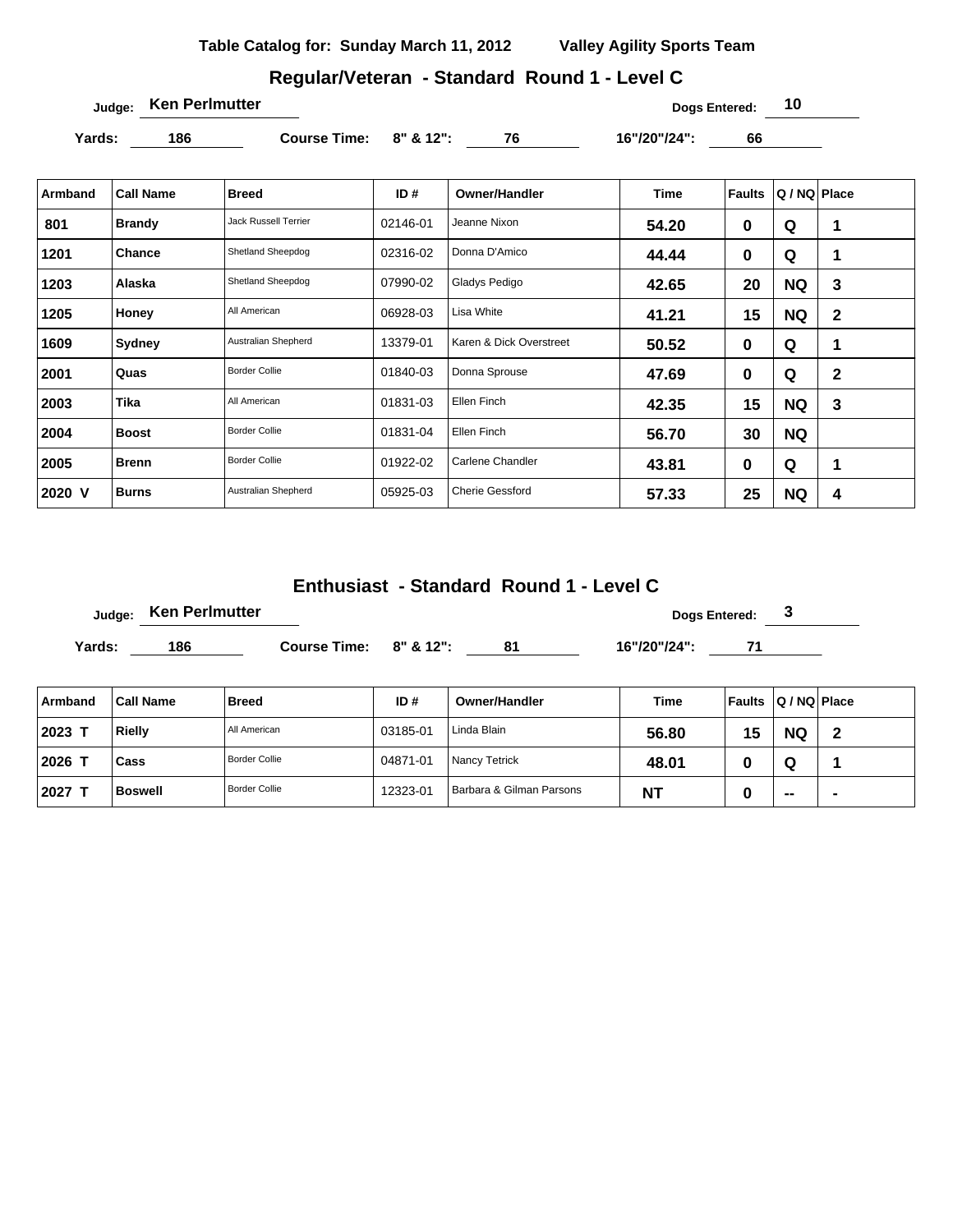**Table Catalog for: Sunday March 11, 2012 Valley Agility Sports Team**

## Regular/Veteran - Standard Round 1 - Level C

Judge: **Ken Perlmutter** Dogs Entered: **10**

Yards: **186** Course Time: 8" & 12": **76** 16"/20"/24": **66**

| Armband | Call Name | Breed | ID # | Owner/Handler | Time | Faults | Q / NQ | Place |
|---|---|---|---|---|---|---|---|---|
| 801 | Brandy | Jack Russell Terrier | 02146-01 | Jeanne Nixon | 54.20 | 0 | Q | 1 |
| 1201 | Chance | Shetland Sheepdog | 02316-02 | Donna D'Amico | 44.44 | 0 | Q | 1 |
| 1203 | Alaska | Shetland Sheepdog | 07990-02 | Gladys Pedigo | 42.65 | 20 | NQ | 3 |
| 1205 | Honey | All American | 06928-03 | Lisa White | 41.21 | 15 | NQ | 2 |
| 1609 | Sydney | Australian Shepherd | 13379-01 | Karen & Dick Overstreet | 50.52 | 0 | Q | 1 |
| 2001 | Quas | Border Collie | 01840-03 | Donna Sprouse | 47.69 | 0 | Q | 2 |
| 2003 | Tika | All American | 01831-03 | Ellen Finch | 42.35 | 15 | NQ | 3 |
| 2004 | Boost | Border Collie | 01831-04 | Ellen Finch | 56.70 | 30 | NQ | |
| 2005 | Brenn | Border Collie | 01922-02 | Carlene Chandler | 43.81 | 0 | Q | 1 |
| 2020 V | Burns | Australian Shepherd | 05925-03 | Cherie Gessford | 57.33 | 25 | NQ | 4 |

## Enthusiast - Standard Round 1 - Level C

Judge: **Ken Perlmutter** Dogs Entered: **3**

Yards: **186** Course Time: 8" & 12": **81** 16"/20"/24": **71**

| Armband | Call Name | Breed | ID # | Owner/Handler | Time | Faults | Q / NQ | Place |
|---|---|---|---|---|---|---|---|---|
| 2023 T | Rielly | All American | 03185-01 | Linda Blain | 56.80 | 15 | NQ | 2 |
| 2026 T | Cass | Border Collie | 04871-01 | Nancy Tetrick | 48.01 | 0 | Q | 1 |
| 2027 T | Boswell | Border Collie | 12323-01 | Barbara & Gilman Parsons | NT | 0 | -- | - |